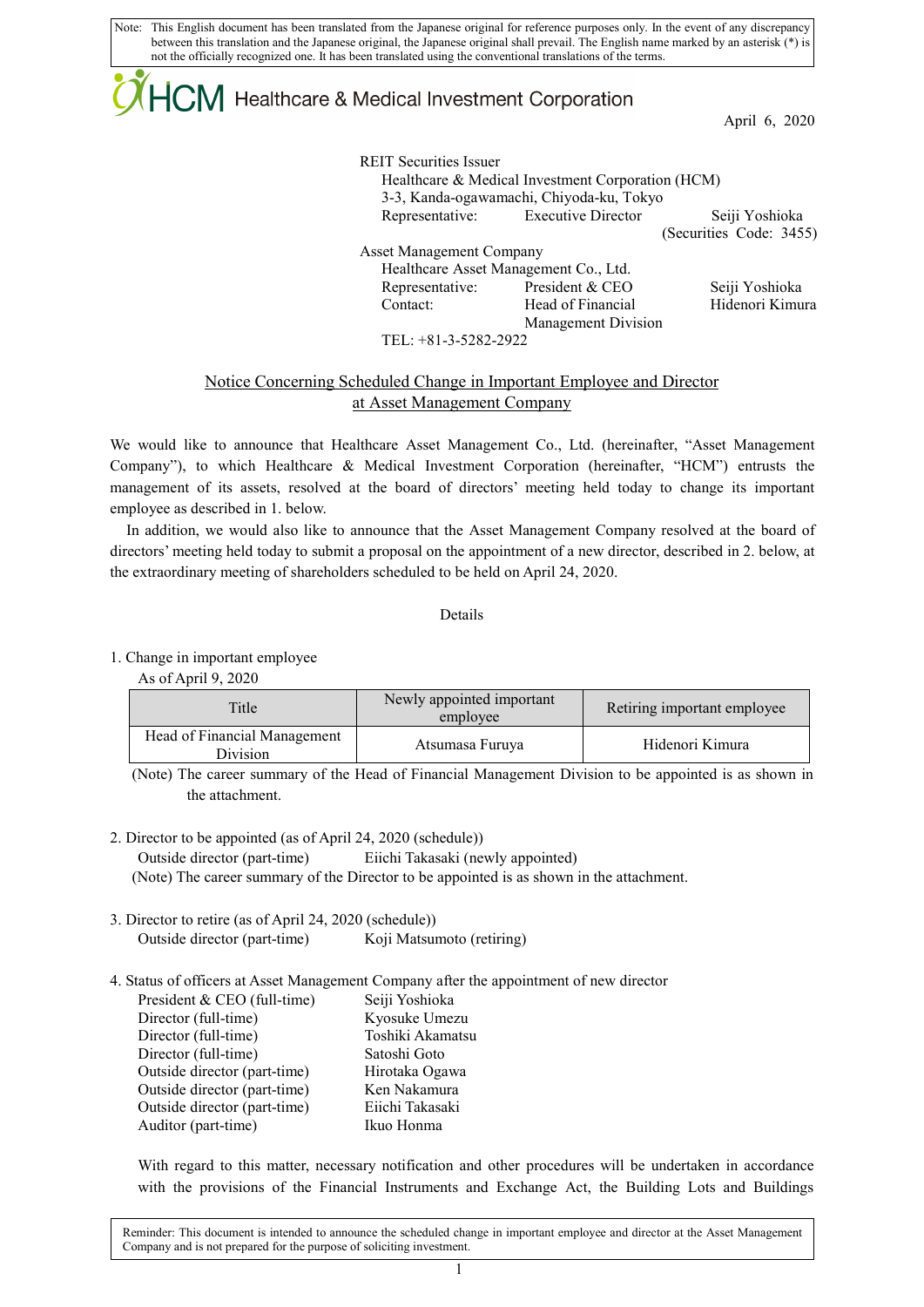Note: This English document has been translated from the Japanese original for reference purposes only. In the event of any discrepancy between this translation and the Japanese original, the Japanese original shall prevail. The English name marked by an asterisk (*) is not the officially recognized one. It has been translated using the conventional translations of the terms.

HCM Healthcare & Medical Investment Corporation

April 6, 2020

REIT Securities Issuer
Healthcare & Medical Investment Corporation (HCM)
3-3, Kanda-ogawamachi, Chiyoda-ku, Tokyo
Representative: Executive Director Seiji Yoshioka
(Securities Code: 3455)

Asset Management Company
Healthcare Asset Management Co., Ltd.
Representative: President & CEO Seiji Yoshioka
Contact: Head of Financial Management Division Hidenori Kimura
TEL: +81-3-5282-2922

## Notice Concerning Scheduled Change in Important Employee and Director at Asset Management Company

We would like to announce that Healthcare Asset Management Co., Ltd. (hereinafter, "Asset Management Company"), to which Healthcare & Medical Investment Corporation (hereinafter, "HCM") entrusts the management of its assets, resolved at the board of directors' meeting held today to change its important employee as described in 1. below.

In addition, we would also like to announce that the Asset Management Company resolved at the board of directors' meeting held today to submit a proposal on the appointment of a new director, described in 2. below, at the extraordinary meeting of shareholders scheduled to be held on April 24, 2020.

Details

1. Change in important employee

As of April 9, 2020

| Title | Newly appointed important employee | Retiring important employee |
|---|---|---|
| Head of Financial Management Division | Atsumasa Furuya | Hidenori Kimura |

(Note) The career summary of the Head of Financial Management Division to be appointed is as shown in the attachment.

2. Director to be appointed (as of April 24, 2020 (schedule))

Outside director (part-time) Eiichi Takasaki (newly appointed)

(Note) The career summary of the Director to be appointed is as shown in the attachment.

3. Director to retire (as of April 24, 2020 (schedule))

Outside director (part-time) Koji Matsumoto (retiring)

4. Status of officers at Asset Management Company after the appointment of new director

| | |
|---|---|
| President & CEO (full-time) | Seiji Yoshioka |
| Director (full-time) | Kyosuke Umezu |
| Director (full-time) | Toshiki Akamatsu |
| Director (full-time) | Satoshi Goto |
| Outside director (part-time) | Hirotaka Ogawa |
| Outside director (part-time) | Ken Nakamura |
| Outside director (part-time) | Eiichi Takasaki |
| Auditor (part-time) | Ikuo Honma |

With regard to this matter, necessary notification and other procedures will be undertaken in accordance with the provisions of the Financial Instruments and Exchange Act, the Building Lots and Buildings

Reminder: This document is intended to announce the scheduled change in important employee and director at the Asset Management Company and is not prepared for the purpose of soliciting investment.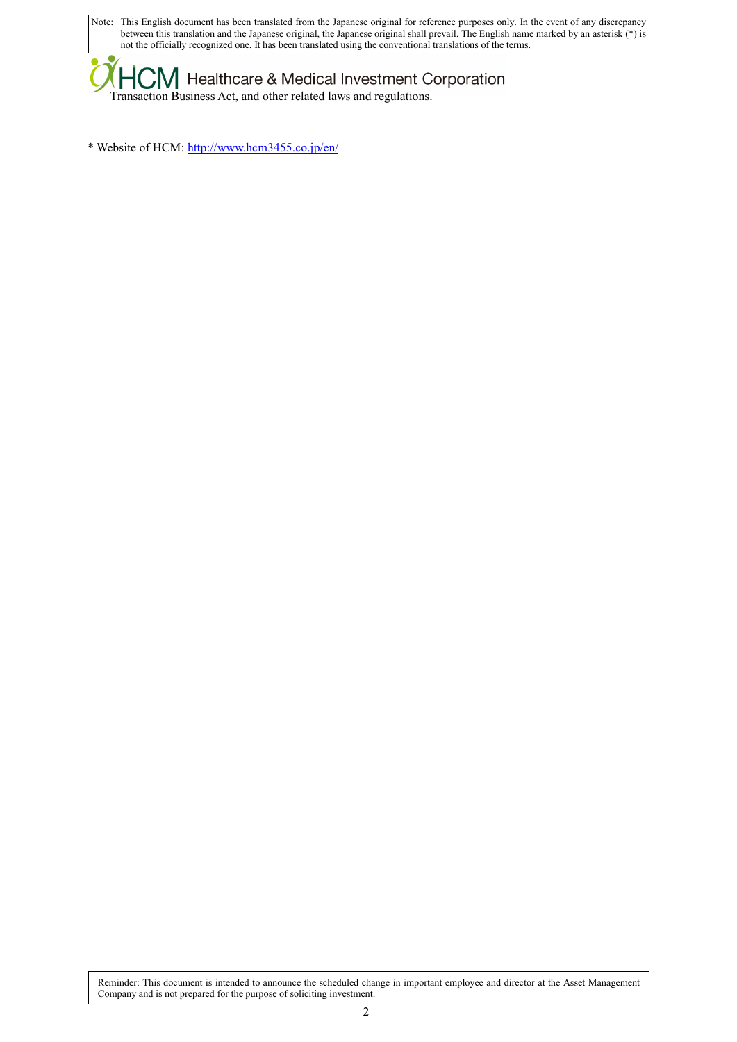Transaction Business Act, and other related laws and regulations.

* Website of HCM: http://www.hcm3455.co.jp/en/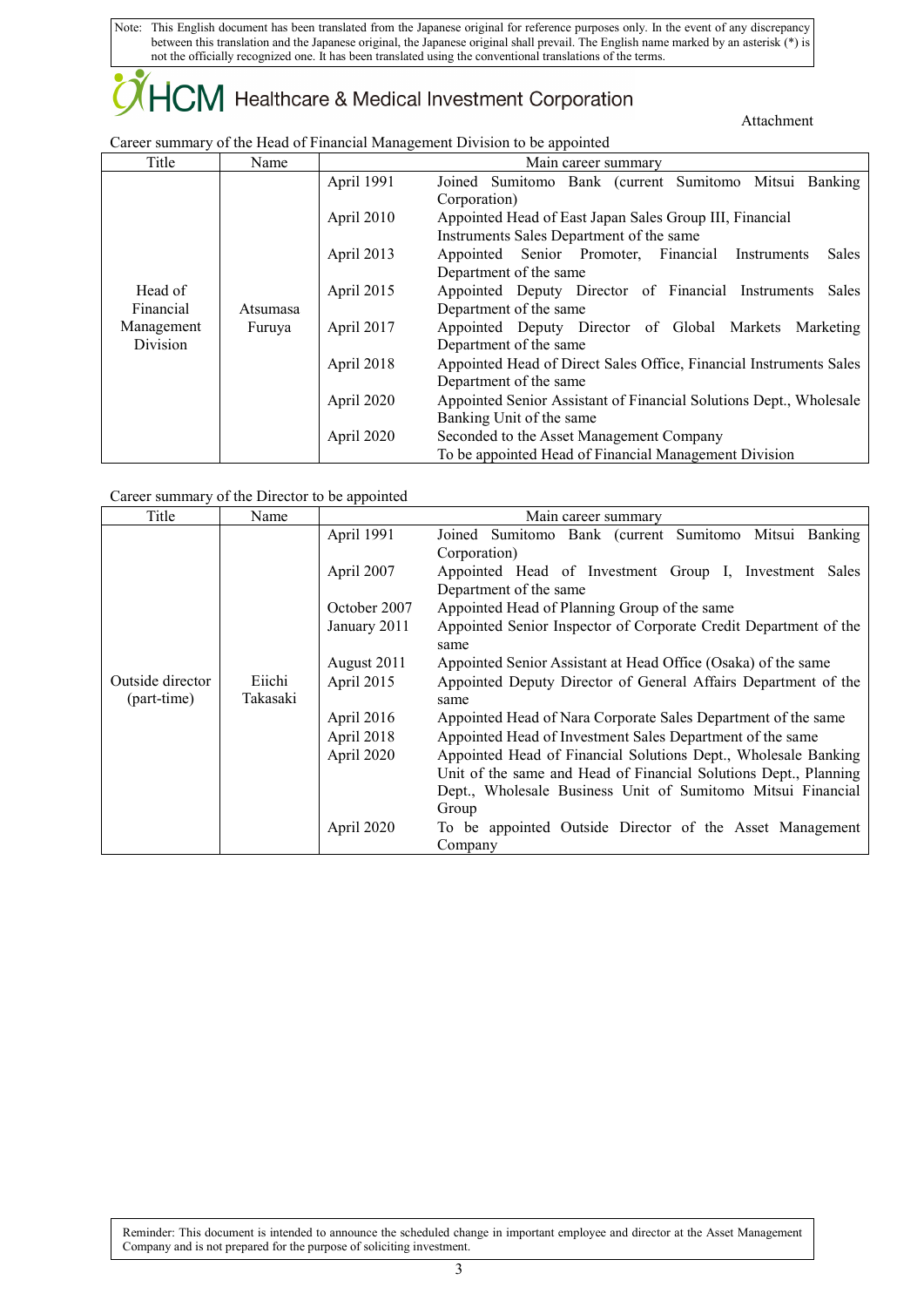Note: This English document has been translated from the Japanese original for reference purposes only. In the event of any discrepancy between this translation and the Japanese original, the Japanese original shall prevail. The English name marked by an asterisk (*) is not the officially recognized one. It has been translated using the conventional translations of the terms.

HCM Healthcare & Medical Investment Corporation

Attachment

Career summary of the Head of Financial Management Division to be appointed

| Title | Name | Main career summary | |
|---|---|---|---|
| Head of Financial Management Division | Atsumasa Furuya | April 1991 | Joined Sumitomo Bank (current Sumitomo Mitsui Banking Corporation) |
| | | April 2010 | Appointed Head of East Japan Sales Group III, Financial Instruments Sales Department of the same |
| | | April 2013 | Appointed Senior Promoter, Financial Instruments Sales Department of the same |
| | | April 2015 | Appointed Deputy Director of Financial Instruments Sales Department of the same |
| | | April 2017 | Appointed Deputy Director of Global Markets Marketing Department of the same |
| | | April 2018 | Appointed Head of Direct Sales Office, Financial Instruments Sales Department of the same |
| | | April 2020 | Appointed Senior Assistant of Financial Solutions Dept., Wholesale Banking Unit of the same |
| | | April 2020 | Seconded to the Asset Management Company<br>To be appointed Head of Financial Management Division |

Career summary of the Director to be appointed

| Title | Name | Main career summary | |
|---|---|---|---|
| Outside director (part-time) | Eiichi Takasaki | April 1991 | Joined Sumitomo Bank (current Sumitomo Mitsui Banking Corporation) |
| | | April 2007 | Appointed Head of Investment Group I, Investment Sales Department of the same |
| | | October 2007 | Appointed Head of Planning Group of the same |
| | | January 2011 | Appointed Senior Inspector of Corporate Credit Department of the same |
| | | August 2011 | Appointed Senior Assistant at Head Office (Osaka) of the same |
| | | April 2015 | Appointed Deputy Director of General Affairs Department of the same |
| | | April 2016 | Appointed Head of Nara Corporate Sales Department of the same |
| | | April 2018 | Appointed Head of Investment Sales Department of the same |
| | | April 2020 | Appointed Head of Financial Solutions Dept., Wholesale Banking Unit of the same and Head of Financial Solutions Dept., Planning Dept., Wholesale Business Unit of Sumitomo Mitsui Financial Group |
| | | April 2020 | To be appointed Outside Director of the Asset Management Company |

Reminder: This document is intended to announce the scheduled change in important employee and director at the Asset Management Company and is not prepared for the purpose of soliciting investment.